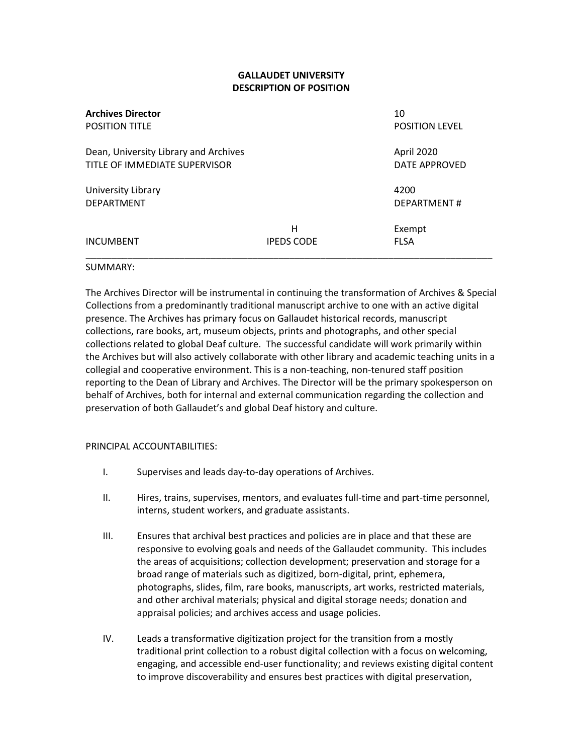**GALLAUDET UNIVERSITY**
**DESCRIPTION OF POSITION**

| | | |
|---|---|---|
| **Archives Director**<br>POSITION TITLE | | 10<br>POSITION LEVEL |
| Dean, University Library and Archives<br>TITLE OF IMMEDIATE SUPERVISOR | | April 2020<br>DATE APPROVED |
| University Library<br>DEPARTMENT | | 4200<br>DEPARTMENT # |
| INCUMBENT | H<br>IPEDS CODE | Exempt<br>FLSA |

SUMMARY:

The Archives Director will be instrumental in continuing the transformation of Archives & Special Collections from a predominantly traditional manuscript archive to one with an active digital presence. The Archives has primary focus on Gallaudet historical records, manuscript collections, rare books, art, museum objects, prints and photographs, and other special collections related to global Deaf culture. The successful candidate will work primarily within the Archives but will also actively collaborate with other library and academic teaching units in a collegial and cooperative environment. This is a non-teaching, non-tenured staff position reporting to the Dean of Library and Archives. The Director will be the primary spokesperson on behalf of Archives, both for internal and external communication regarding the collection and preservation of both Gallaudet's and global Deaf history and culture.

PRINCIPAL ACCOUNTABILITIES:

I. Supervises and leads day-to-day operations of Archives.

II. Hires, trains, supervises, mentors, and evaluates full-time and part-time personnel, interns, student workers, and graduate assistants.

III. Ensures that archival best practices and policies are in place and that these are responsive to evolving goals and needs of the Gallaudet community. This includes the areas of acquisitions; collection development; preservation and storage for a broad range of materials such as digitized, born-digital, print, ephemera, photographs, slides, film, rare books, manuscripts, art works, restricted materials, and other archival materials; physical and digital storage needs; donation and appraisal policies; and archives access and usage policies.

IV. Leads a transformative digitization project for the transition from a mostly traditional print collection to a robust digital collection with a focus on welcoming, engaging, and accessible end-user functionality; and reviews existing digital content to improve discoverability and ensures best practices with digital preservation,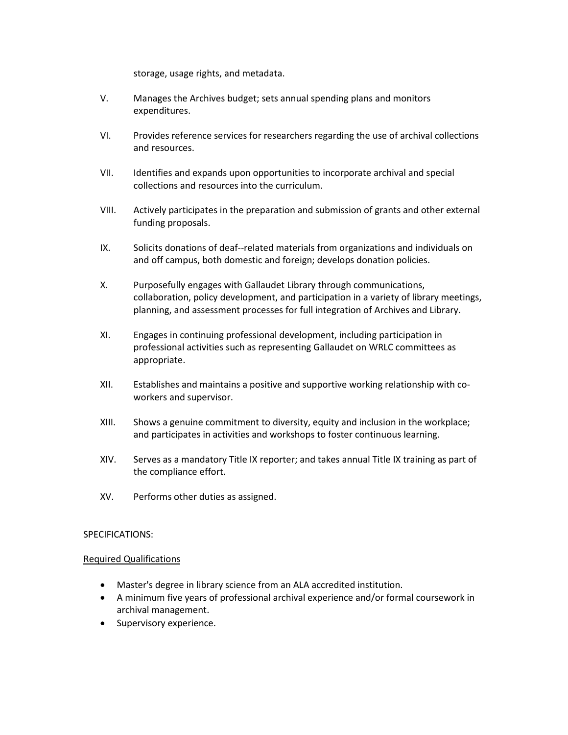storage, usage rights, and metadata.

V. Manages the Archives budget; sets annual spending plans and monitors expenditures.

VI. Provides reference services for researchers regarding the use of archival collections and resources.

VII. Identifies and expands upon opportunities to incorporate archival and special collections and resources into the curriculum.

VIII. Actively participates in the preparation and submission of grants and other external funding proposals.

IX. Solicits donations of deaf--related materials from organizations and individuals on and off campus, both domestic and foreign; develops donation policies.

X. Purposefully engages with Gallaudet Library through communications, collaboration, policy development, and participation in a variety of library meetings, planning, and assessment processes for full integration of Archives and Library.

XI. Engages in continuing professional development, including participation in professional activities such as representing Gallaudet on WRLC committees as appropriate.

XII. Establishes and maintains a positive and supportive working relationship with co-workers and supervisor.

XIII. Shows a genuine commitment to diversity, equity and inclusion in the workplace; and participates in activities and workshops to foster continuous learning.

XIV. Serves as a mandatory Title IX reporter; and takes annual Title IX training as part of the compliance effort.

XV. Performs other duties as assigned.

SPECIFICATIONS:

<u>Required Qualifications</u>

- Master's degree in library science from an ALA accredited institution.
- A minimum five years of professional archival experience and/or formal coursework in archival management.
- Supervisory experience.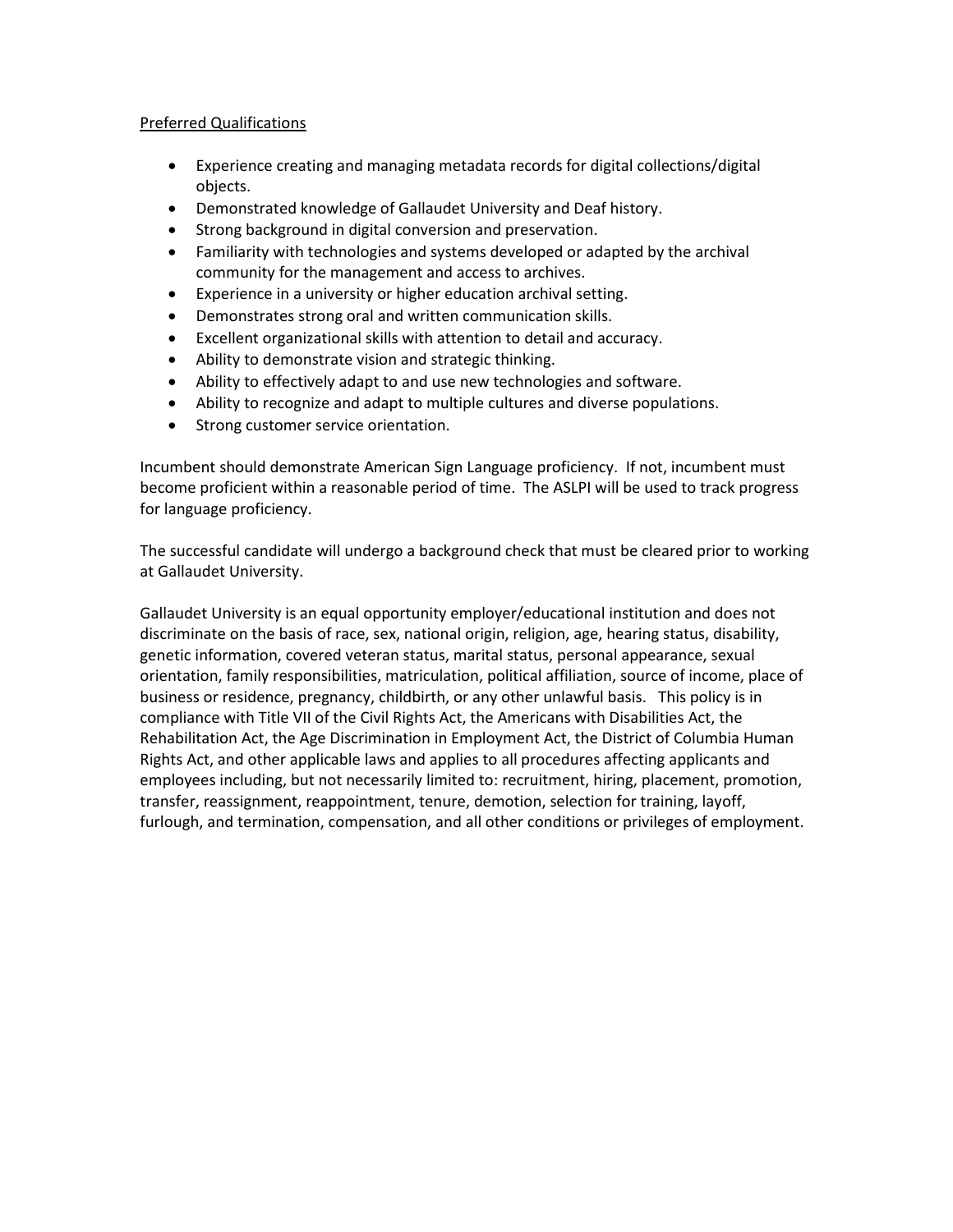Preferred Qualifications

- Experience creating and managing metadata records for digital collections/digital objects.
- Demonstrated knowledge of Gallaudet University and Deaf history.
- Strong background in digital conversion and preservation.
- Familiarity with technologies and systems developed or adapted by the archival community for the management and access to archives.
- Experience in a university or higher education archival setting.
- Demonstrates strong oral and written communication skills.
- Excellent organizational skills with attention to detail and accuracy.
- Ability to demonstrate vision and strategic thinking.
- Ability to effectively adapt to and use new technologies and software.
- Ability to recognize and adapt to multiple cultures and diverse populations.
- Strong customer service orientation.

Incumbent should demonstrate American Sign Language proficiency. If not, incumbent must become proficient within a reasonable period of time. The ASLPI will be used to track progress for language proficiency.

The successful candidate will undergo a background check that must be cleared prior to working at Gallaudet University.

Gallaudet University is an equal opportunity employer/educational institution and does not discriminate on the basis of race, sex, national origin, religion, age, hearing status, disability, genetic information, covered veteran status, marital status, personal appearance, sexual orientation, family responsibilities, matriculation, political affiliation, source of income, place of business or residence, pregnancy, childbirth, or any other unlawful basis. This policy is in compliance with Title VII of the Civil Rights Act, the Americans with Disabilities Act, the Rehabilitation Act, the Age Discrimination in Employment Act, the District of Columbia Human Rights Act, and other applicable laws and applies to all procedures affecting applicants and employees including, but not necessarily limited to: recruitment, hiring, placement, promotion, transfer, reassignment, reappointment, tenure, demotion, selection for training, layoff, furlough, and termination, compensation, and all other conditions or privileges of employment.